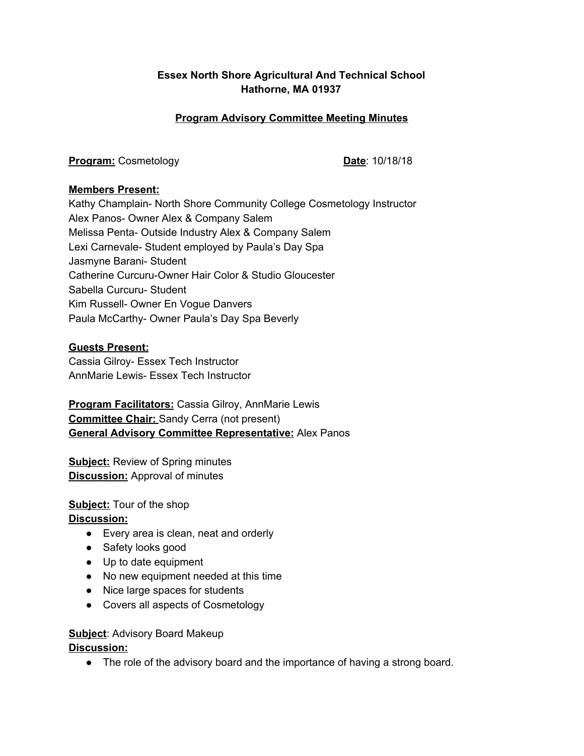**Essex North Shore Agricultural And Technical School**
**Hathorne, MA 01937**

**Program Advisory Committee Meeting Minutes**

**Program:** Cosmetology **Date**: 10/18/18

**Members Present:**
Kathy Champlain- North Shore Community College Cosmetology Instructor
Alex Panos- Owner Alex & Company Salem
Melissa Penta- Outside Industry Alex & Company Salem
Lexi Carnevale- Student employed by Paula's Day Spa
Jasmyne Barani- Student
Catherine Curcuru-Owner Hair Color & Studio Gloucester
Sabella Curcuru- Student
Kim Russell- Owner En Vogue Danvers
Paula McCarthy- Owner Paula's Day Spa Beverly

**Guests Present:**
Cassia Gilroy- Essex Tech Instructor
AnnMarie Lewis- Essex Tech Instructor

**Program Facilitators:** Cassia Gilroy, AnnMarie Lewis
**Committee Chair:** Sandy Cerra (not present)
**General Advisory Committee Representative:** Alex Panos

**Subject:** Review of Spring minutes
**Discussion:** Approval of minutes

**Subject:** Tour of the shop
**Discussion:**
- Every area is clean, neat and orderly
- Safety looks good
- Up to date equipment
- No new equipment needed at this time
- Nice large spaces for students
- Covers all aspects of Cosmetology

**Subject**: Advisory Board Makeup
**Discussion:**
- The role of the advisory board and the importance of having a strong board.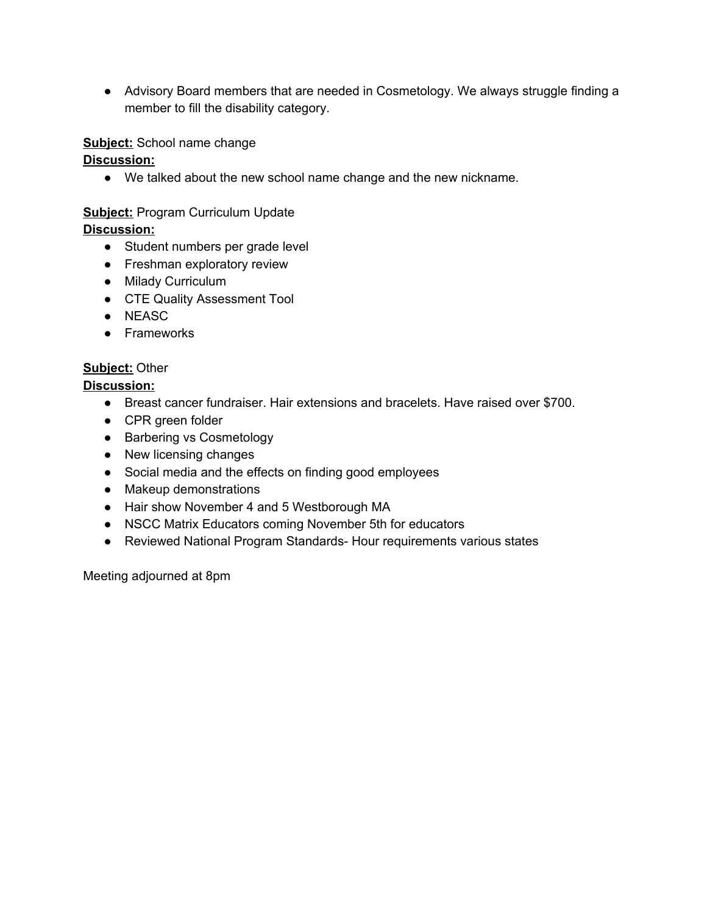- Advisory Board members that are needed in Cosmetology. We always struggle finding a member to fill the disability category.

**Subject:** School name change
**Discussion:**

- We talked about the new school name change and the new nickname.

**Subject:** Program Curriculum Update
**Discussion:**

- Student numbers per grade level
- Freshman exploratory review
- Milady Curriculum
- CTE Quality Assessment Tool
- NEASC
- Frameworks

**Subject:** Other
**Discussion:**

- Breast cancer fundraiser. Hair extensions and bracelets. Have raised over $700.
- CPR green folder
- Barbering vs Cosmetology
- New licensing changes
- Social media and the effects on finding good employees
- Makeup demonstrations
- Hair show November 4 and 5 Westborough MA
- NSCC Matrix Educators coming November 5th for educators
- Reviewed National Program Standards- Hour requirements various states

Meeting adjourned at 8pm